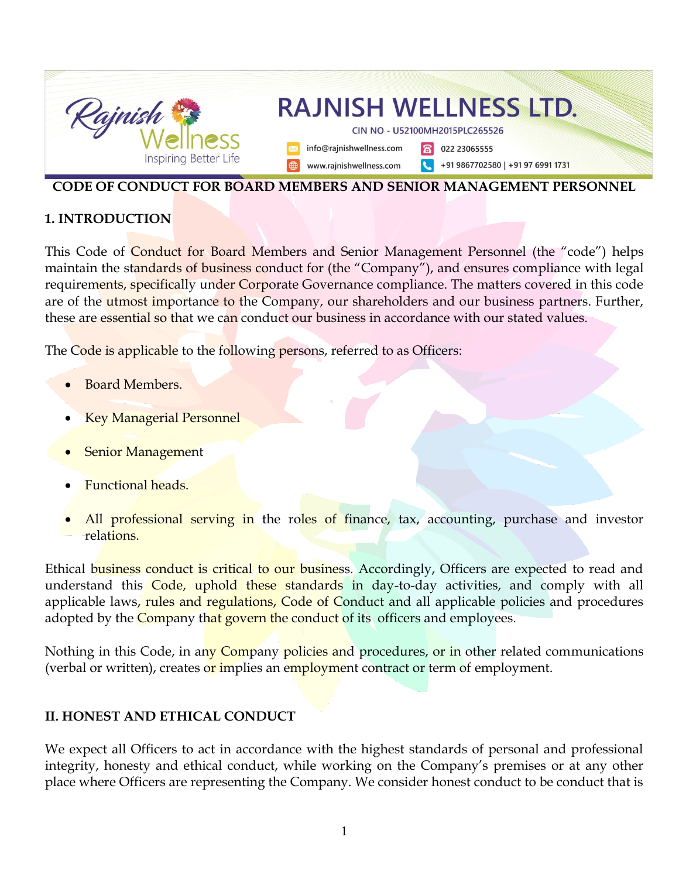RAJNISH WELLNESS LTD.

CIN NO - U52100MH2015PLC265526

info@rajnishwellness.com | 022 23065555

www.rajnishwellness.com | +91 9867702580 | +91 97 6991 1731

**CODE OF CONDUCT FOR BOARD MEMBERS AND SENIOR MANAGEMENT PERSONNEL**

## 1. INTRODUCTION

This Code of Conduct for Board Members and Senior Management Personnel (the "code") helps maintain the standards of business conduct for (the "Company"), and ensures compliance with legal requirements, specifically under Corporate Governance compliance. The matters covered in this code are of the utmost importance to the Company, our shareholders and our business partners. Further, these are essential so that we can conduct our business in accordance with our stated values.

The Code is applicable to the following persons, referred to as Officers:

- Board Members.
- Key Managerial Personnel
- Senior Management
- Functional heads.
- All professional serving in the roles of finance, tax, accounting, purchase and investor relations.

Ethical business conduct is critical to our business. Accordingly, Officers are expected to read and understand this Code, uphold these standards in day-to-day activities, and comply with all applicable laws, rules and regulations, Code of Conduct and all applicable policies and procedures adopted by the Company that govern the conduct of its officers and employees.

Nothing in this Code, in any Company policies and procedures, or in other related communications (verbal or written), creates or implies an employment contract or term of employment.

## II. HONEST AND ETHICAL CONDUCT

We expect all Officers to act in accordance with the highest standards of personal and professional integrity, honesty and ethical conduct, while working on the Company's premises or at any other place where Officers are representing the Company. We consider honest conduct to be conduct that is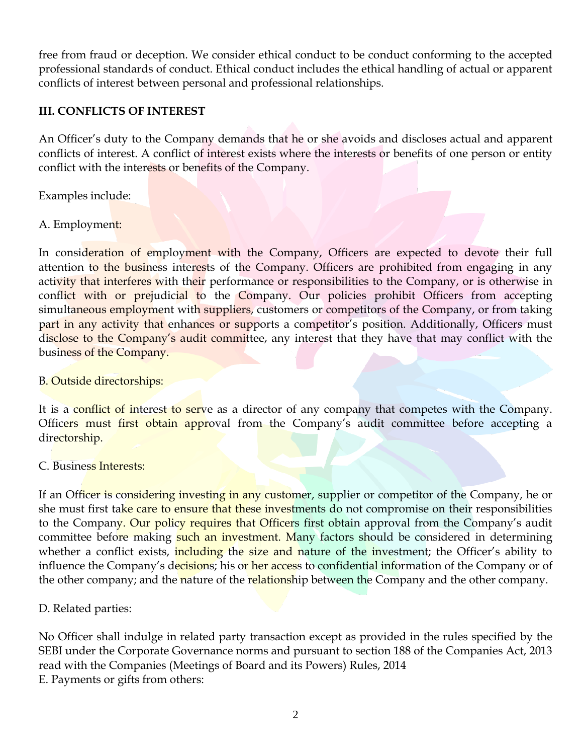free from fraud or deception. We consider ethical conduct to be conduct conforming to the accepted professional standards of conduct. Ethical conduct includes the ethical handling of actual or apparent conflicts of interest between personal and professional relationships.

## III. CONFLICTS OF INTEREST

An Officer's duty to the Company demands that he or she avoids and discloses actual and apparent conflicts of interest. A conflict of interest exists where the interests or benefits of one person or entity conflict with the interests or benefits of the Company.

Examples include:

A. Employment:

In consideration of employment with the Company, Officers are expected to devote their full attention to the business interests of the Company. Officers are prohibited from engaging in any activity that interferes with their performance or responsibilities to the Company, or is otherwise in conflict with or prejudicial to the Company. Our policies prohibit Officers from accepting simultaneous employment with suppliers, customers or competitors of the Company, or from taking part in any activity that enhances or supports a competitor's position. Additionally, Officers must disclose to the Company's audit committee, any interest that they have that may conflict with the business of the Company.

B. Outside directorships:

It is a conflict of interest to serve as a director of any company that competes with the Company. Officers must first obtain approval from the Company's audit committee before accepting a directorship.

C. Business Interests:

If an Officer is considering investing in any customer, supplier or competitor of the Company, he or she must first take care to ensure that these investments do not compromise on their responsibilities to the Company. Our policy requires that Officers first obtain approval from the Company's audit committee before making such an investment. Many factors should be considered in determining whether a conflict exists, including the size and nature of the investment; the Officer's ability to influence the Company's decisions; his or her access to confidential information of the Company or of the other company; and the nature of the relationship between the Company and the other company.

D. Related parties:

No Officer shall indulge in related party transaction except as provided in the rules specified by the SEBI under the Corporate Governance norms and pursuant to section 188 of the Companies Act, 2013 read with the Companies (Meetings of Board and its Powers) Rules, 2014

E. Payments or gifts from others: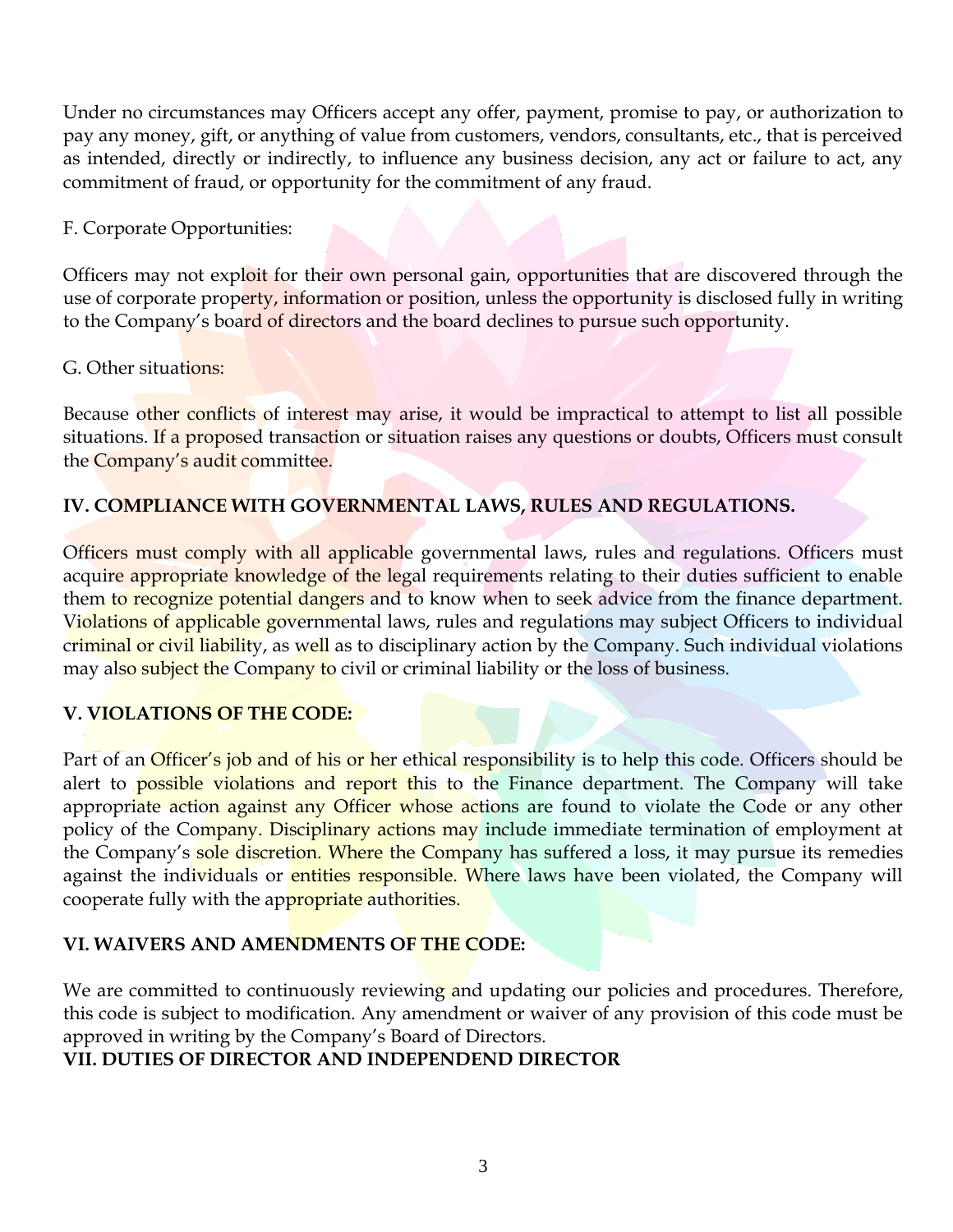Under no circumstances may Officers accept any offer, payment, promise to pay, or authorization to pay any money, gift, or anything of value from customers, vendors, consultants, etc., that is perceived as intended, directly or indirectly, to influence any business decision, any act or failure to act, any commitment of fraud, or opportunity for the commitment of any fraud.

F. Corporate Opportunities:

Officers may not exploit for their own personal gain, opportunities that are discovered through the use of corporate property, information or position, unless the opportunity is disclosed fully in writing to the Company's board of directors and the board declines to pursue such opportunity.

G. Other situations:

Because other conflicts of interest may arise, it would be impractical to attempt to list all possible situations. If a proposed transaction or situation raises any questions or doubts, Officers must consult the Company's audit committee.

**IV. COMPLIANCE WITH GOVERNMENTAL LAWS, RULES AND REGULATIONS.**

Officers must comply with all applicable governmental laws, rules and regulations. Officers must acquire appropriate knowledge of the legal requirements relating to their duties sufficient to enable them to recognize potential dangers and to know when to seek advice from the finance department. Violations of applicable governmental laws, rules and regulations may subject Officers to individual criminal or civil liability, as well as to disciplinary action by the Company. Such individual violations may also subject the Company to civil or criminal liability or the loss of business.

**V. VIOLATIONS OF THE CODE:**

Part of an Officer's job and of his or her ethical responsibility is to help this code. Officers should be alert to possible violations and report this to the Finance department. The Company will take appropriate action against any Officer whose actions are found to violate the Code or any other policy of the Company. Disciplinary actions may include immediate termination of employment at the Company's sole discretion. Where the Company has suffered a loss, it may pursue its remedies against the individuals or entities responsible. Where laws have been violated, the Company will cooperate fully with the appropriate authorities.

**VI. WAIVERS AND AMENDMENTS OF THE CODE:**

We are committed to continuously reviewing and updating our policies and procedures. Therefore, this code is subject to modification. Any amendment or waiver of any provision of this code must be approved in writing by the Company's Board of Directors.

**VII. DUTIES OF DIRECTOR AND INDEPENDEND DIRECTOR**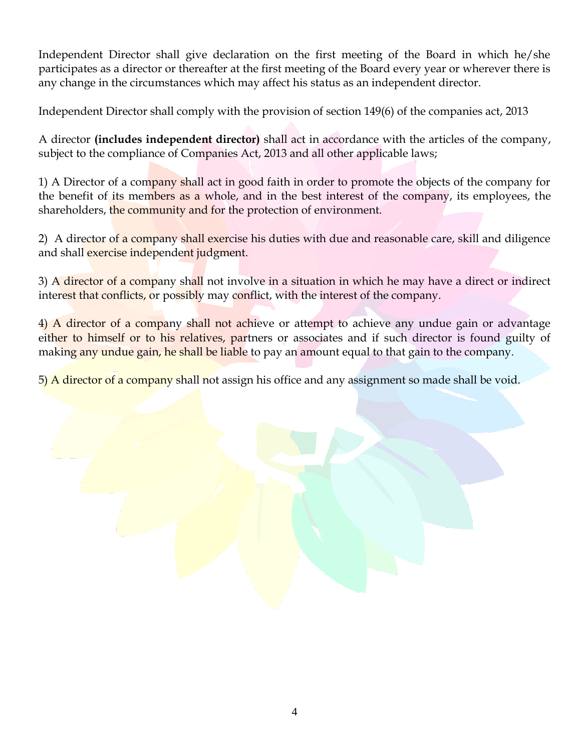Independent Director shall give declaration on the first meeting of the Board in which he/she participates as a director or thereafter at the first meeting of the Board every year or wherever there is any change in the circumstances which may affect his status as an independent director.

Independent Director shall comply with the provision of section 149(6) of the companies act, 2013

A director **(includes independent director)** shall act in accordance with the articles of the company, subject to the compliance of Companies Act, 2013 and all other applicable laws;

1) A Director of a company shall act in good faith in order to promote the objects of the company for the benefit of its members as a whole, and in the best interest of the company, its employees, the shareholders, the community and for the protection of environment.

2) A director of a company shall exercise his duties with due and reasonable care, skill and diligence and shall exercise independent judgment.

3) A director of a company shall not involve in a situation in which he may have a direct or indirect interest that conflicts, or possibly may conflict, with the interest of the company.

4) A director of a company shall not achieve or attempt to achieve any undue gain or advantage either to himself or to his relatives, partners or associates and if such director is found guilty of making any undue gain, he shall be liable to pay an amount equal to that gain to the company.

5) A director of a company shall not assign his office and any assignment so made shall be void.